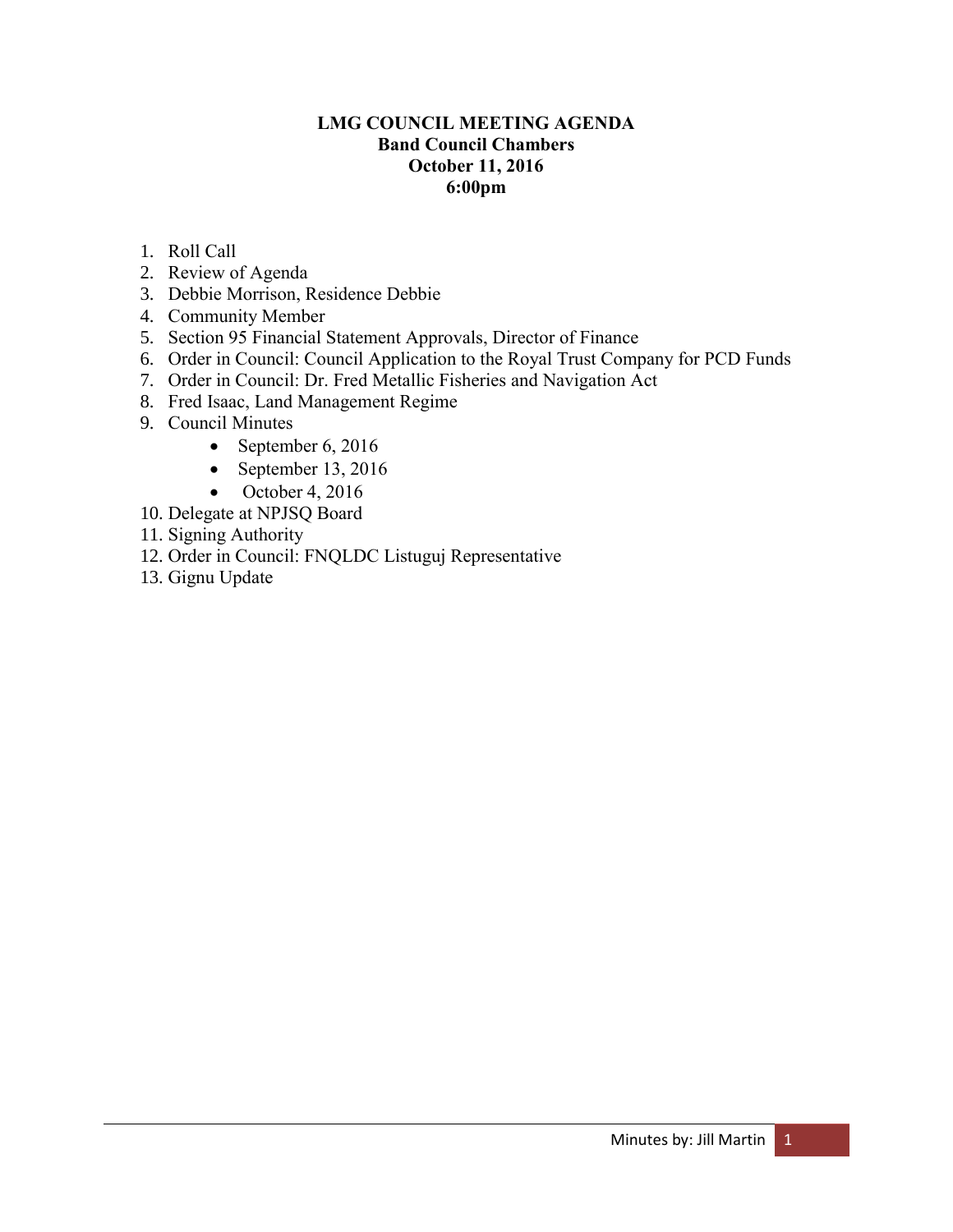**LMG COUNCIL MEETING AGENDA**
**Band Council Chambers**
**October 11, 2016**
**6:00pm**

1. Roll Call
2. Review of Agenda
3. Debbie Morrison, Residence Debbie
4. Community Member
5. Section 95 Financial Statement Approvals, Director of Finance
6. Order in Council: Council Application to the Royal Trust Company for PCD Funds
7. Order in Council: Dr. Fred Metallic Fisheries and Navigation Act
8. Fred Isaac, Land Management Regime
9. Council Minutes
   - September 6, 2016
   - September 13, 2016
   - October 4, 2016
10. Delegate at NPJSQ Board
11. Signing Authority
12. Order in Council: FNQLDC Listuguj Representative
13. Gignu Update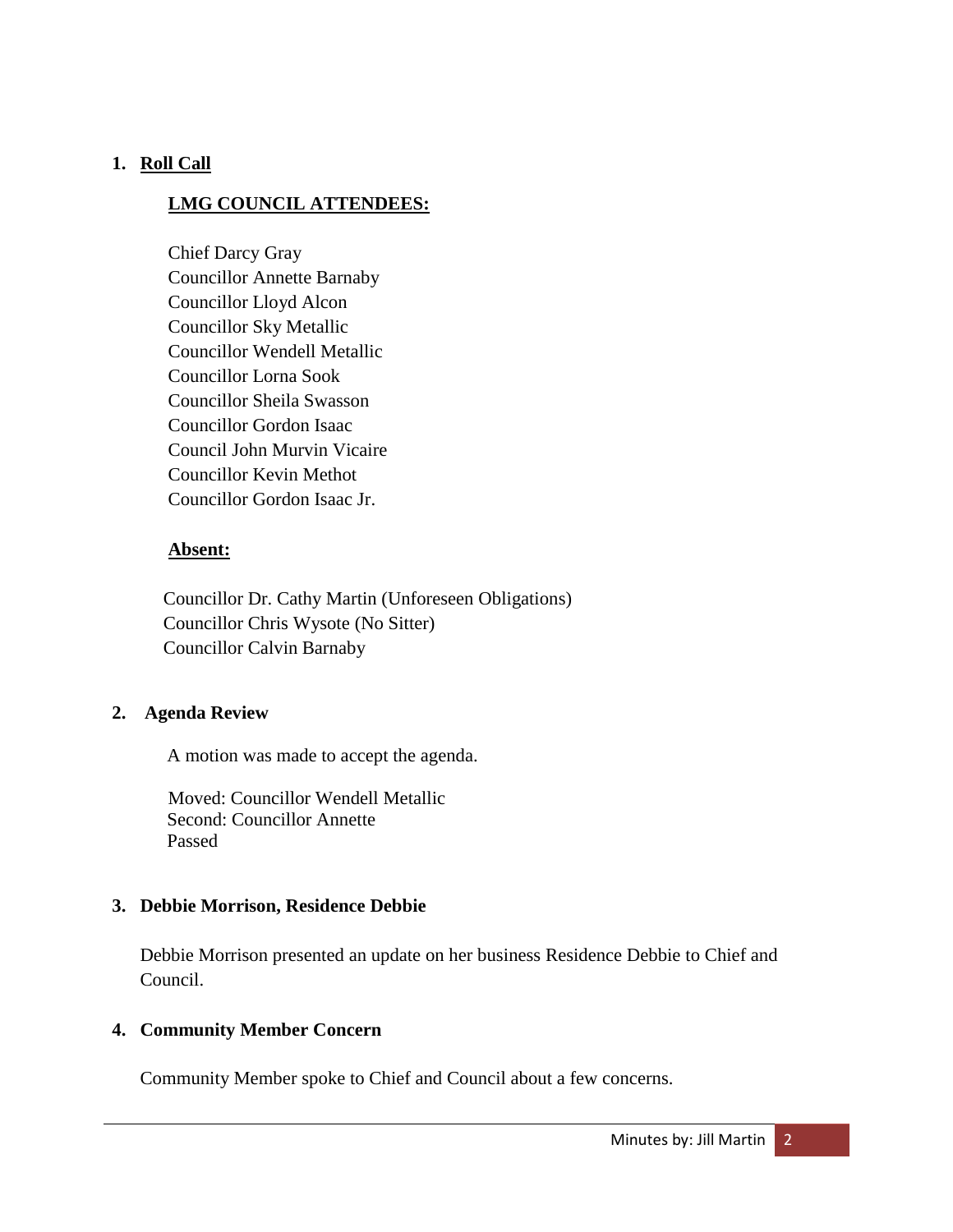1. **Roll Call**

**LMG COUNCIL ATTENDEES:**

Chief Darcy Gray
Councillor Annette Barnaby
Councillor Lloyd Alcon
Councillor Sky Metallic
Councillor Wendell Metallic
Councillor Lorna Sook
Councillor Sheila Swasson
Councillor Gordon Isaac
Council John Murvin Vicaire
Councillor Kevin Methot
Councillor Gordon Isaac Jr.

**Absent:**

Councillor Dr. Cathy Martin (Unforeseen Obligations)
Councillor Chris Wysote (No Sitter)
Councillor Calvin Barnaby

2. **Agenda Review**

A motion was made to accept the agenda.

Moved: Councillor Wendell Metallic
Second: Councillor Annette
Passed

3. **Debbie Morrison, Residence Debbie**

Debbie Morrison presented an update on her business Residence Debbie to Chief and Council.

4. **Community Member Concern**

Community Member spoke to Chief and Council about a few concerns.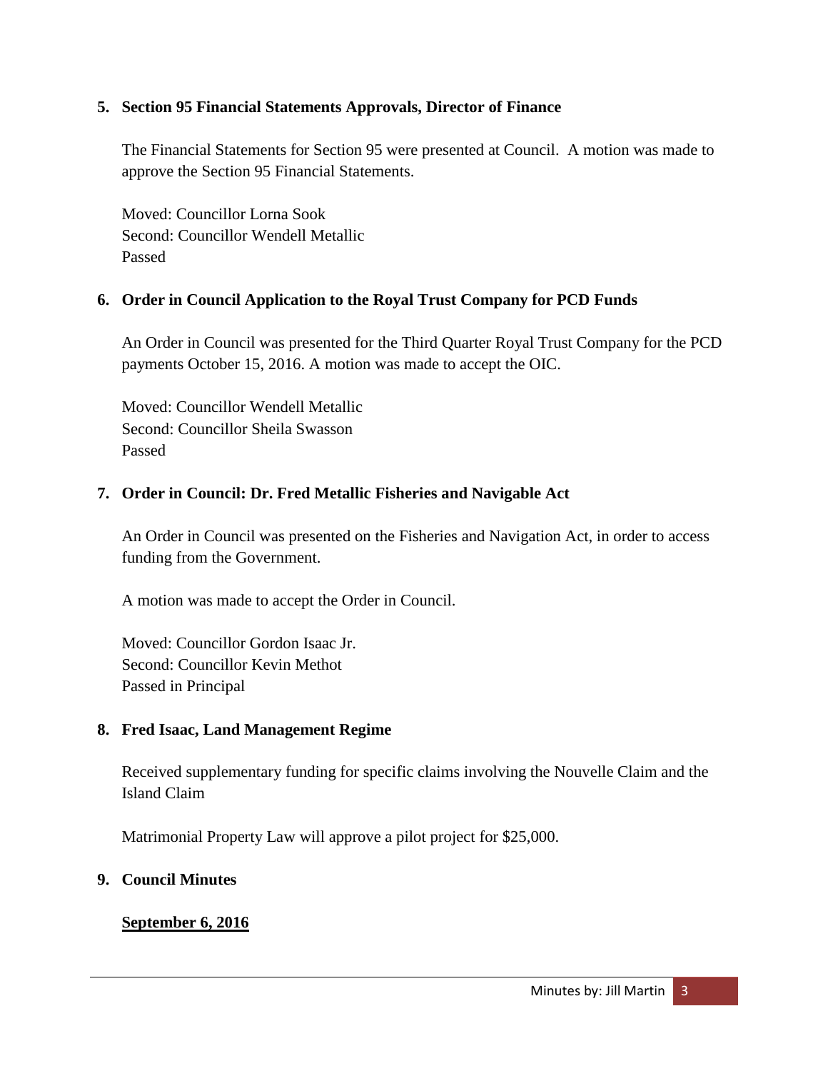**5. Section 95 Financial Statements Approvals, Director of Finance**

The Financial Statements for Section 95 were presented at Council. A motion was made to approve the Section 95 Financial Statements.

Moved: Councillor Lorna Sook
Second: Councillor Wendell Metallic
Passed

**6. Order in Council Application to the Royal Trust Company for PCD Funds**

An Order in Council was presented for the Third Quarter Royal Trust Company for the PCD payments October 15, 2016. A motion was made to accept the OIC.

Moved: Councillor Wendell Metallic
Second: Councillor Sheila Swasson
Passed

**7. Order in Council: Dr. Fred Metallic Fisheries and Navigable Act**

An Order in Council was presented on the Fisheries and Navigation Act, in order to access funding from the Government.

A motion was made to accept the Order in Council.

Moved: Councillor Gordon Isaac Jr.
Second: Councillor Kevin Methot
Passed in Principal

**8. Fred Isaac, Land Management Regime**

Received supplementary funding for specific claims involving the Nouvelle Claim and the Island Claim

Matrimonial Property Law will approve a pilot project for $25,000.

**9. Council Minutes**

**<u>September 6, 2016</u>**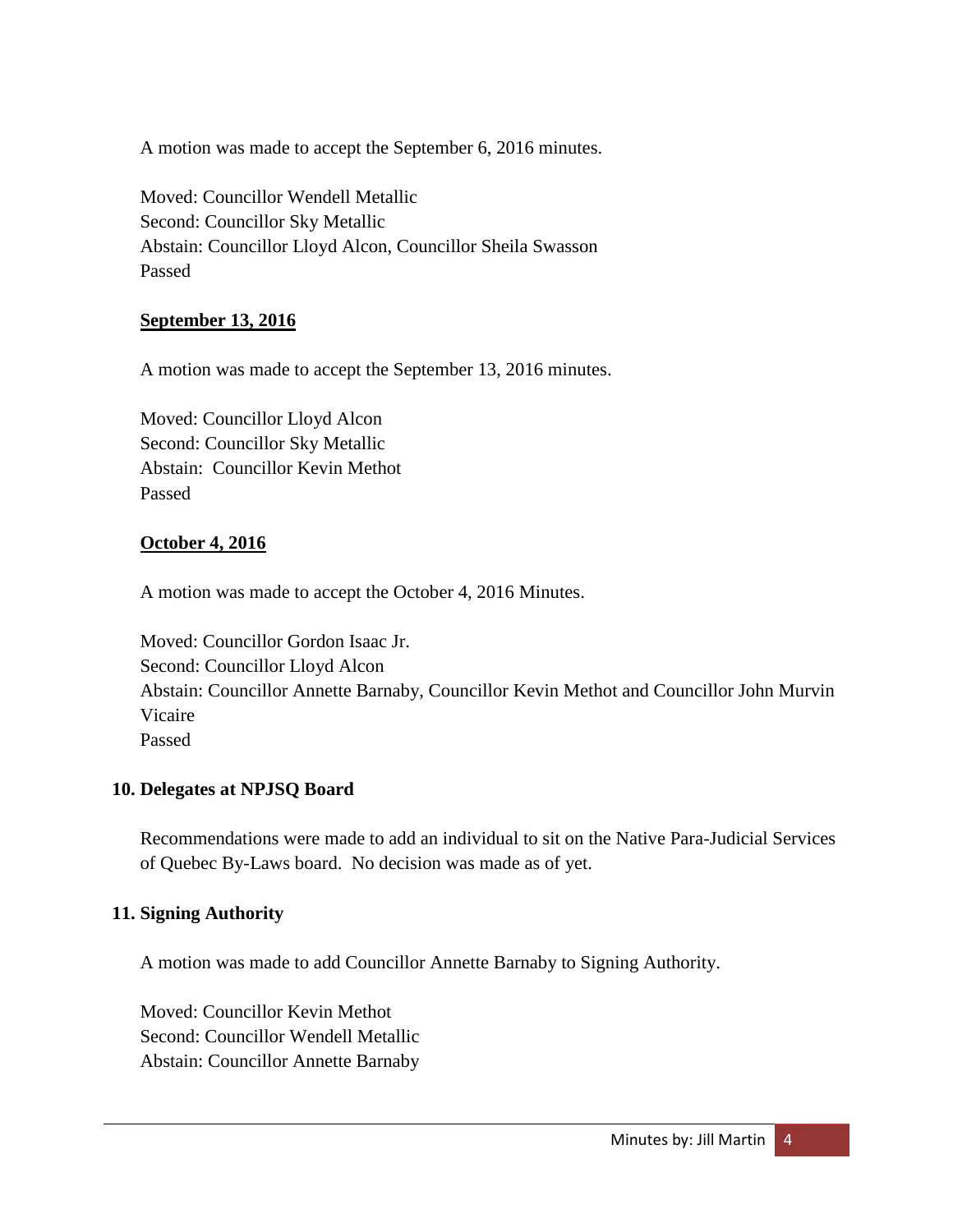A motion was made to accept the September 6, 2016 minutes.

Moved: Councillor Wendell Metallic
Second: Councillor Sky Metallic
Abstain: Councillor Lloyd Alcon, Councillor Sheila Swasson
Passed

**September 13, 2016**

A motion was made to accept the September 13, 2016 minutes.

Moved: Councillor Lloyd Alcon
Second: Councillor Sky Metallic
Abstain: Councillor Kevin Methot
Passed

**October 4, 2016**

A motion was made to accept the October 4, 2016 Minutes.

Moved: Councillor Gordon Isaac Jr.
Second: Councillor Lloyd Alcon
Abstain: Councillor Annette Barnaby, Councillor Kevin Methot and Councillor John Murvin Vicaire
Passed

## 10. Delegates at NPJSQ Board

Recommendations were made to add an individual to sit on the Native Para-Judicial Services of Quebec By-Laws board. No decision was made as of yet.

## 11. Signing Authority

A motion was made to add Councillor Annette Barnaby to Signing Authority.

Moved: Councillor Kevin Methot
Second: Councillor Wendell Metallic
Abstain: Councillor Annette Barnaby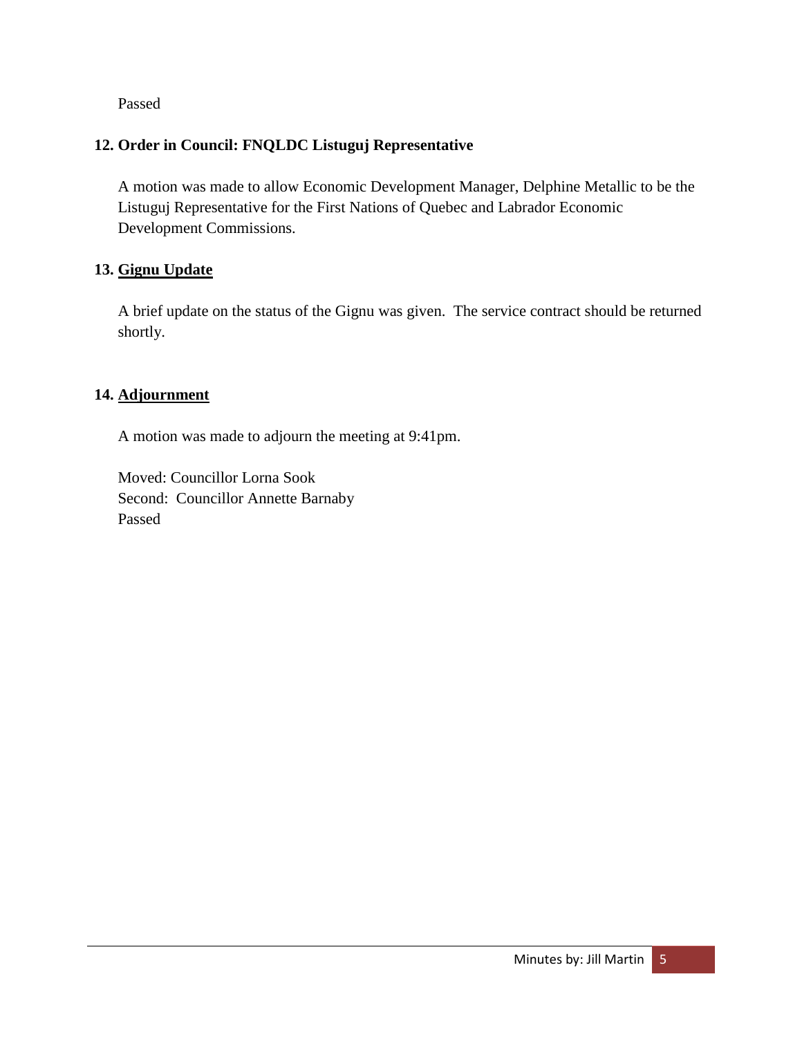Passed

**12. Order in Council: FNQLDC Listuguj Representative**

A motion was made to allow Economic Development Manager, Delphine Metallic to be the Listuguj Representative for the First Nations of Quebec and Labrador Economic Development Commissions.

**13. <u>Gignu Update</u>**

A brief update on the status of the Gignu was given. The service contract should be returned shortly.

**14. <u>Adjournment</u>**

A motion was made to adjourn the meeting at 9:41pm.

Moved: Councillor Lorna Sook
Second: Councillor Annette Barnaby
Passed